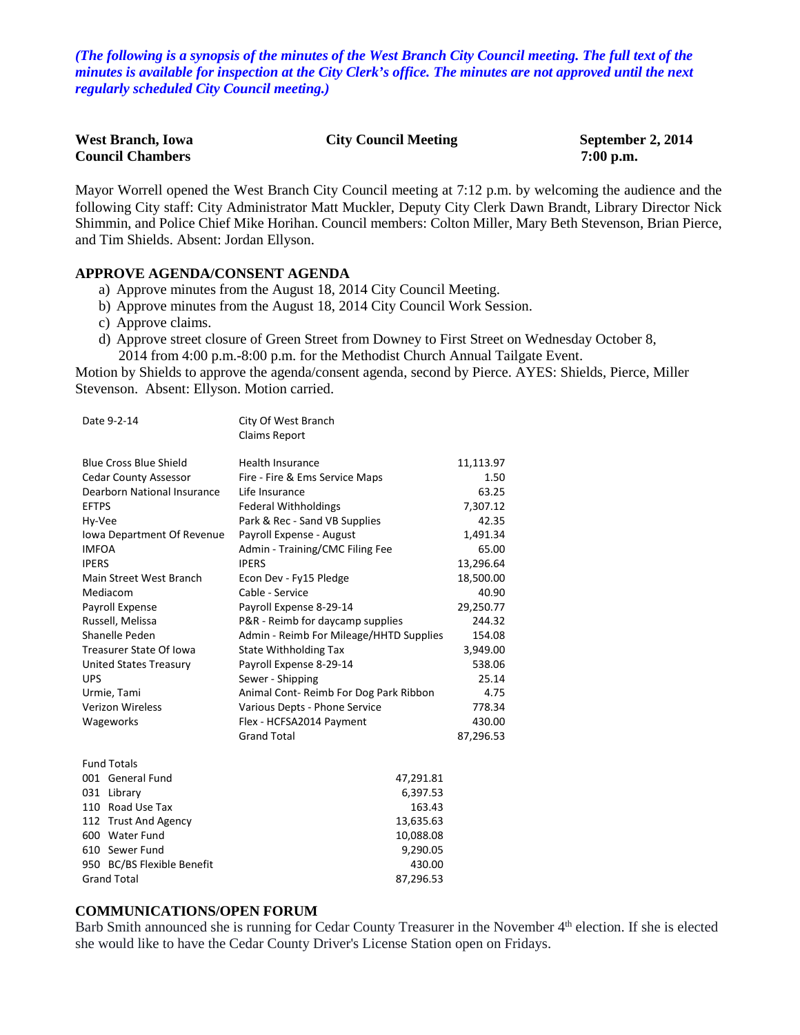*(The following is a synopsis of the minutes of the West Branch City Council meeting. The full text of the minutes is available for inspection at the City Clerk's office. The minutes are not approved until the next regularly scheduled City Council meeting.)*

**West Branch, Iowa** **City Council Meeting** **September 2, 2014**
**Council Chambers** **7:00 p.m.**

Mayor Worrell opened the West Branch City Council meeting at 7:12 p.m. by welcoming the audience and the following City staff: City Administrator Matt Muckler, Deputy City Clerk Dawn Brandt, Library Director Nick Shimmin, and Police Chief Mike Horihan. Council members: Colton Miller, Mary Beth Stevenson, Brian Pierce, and Tim Shields. Absent: Jordan Ellyson.

### APPROVE AGENDA/CONSENT AGENDA

a) Approve minutes from the August 18, 2014 City Council Meeting.
b) Approve minutes from the August 18, 2014 City Council Work Session.
c) Approve claims.
d) Approve street closure of Green Street from Downey to First Street on Wednesday October 8, 2014 from 4:00 p.m.-8:00 p.m. for the Methodist Church Annual Tailgate Event.

Motion by Shields to approve the agenda/consent agenda, second by Pierce. AYES: Shields, Pierce, Miller Stevenson. Absent: Ellyson. Motion carried.

| Date 9-2-14 | City Of West Branch Claims Report | |
|---|---|---|
| Blue Cross Blue Shield | Health Insurance | 11,113.97 |
| Cedar County Assessor | Fire - Fire & Ems Service Maps | 1.50 |
| Dearborn National Insurance | Life Insurance | 63.25 |
| EFTPS | Federal Withholdings | 7,307.12 |
| Hy-Vee | Park & Rec - Sand VB Supplies | 42.35 |
| Iowa Department Of Revenue | Payroll Expense - August | 1,491.34 |
| IMFOA | Admin - Training/CMC Filing Fee | 65.00 |
| IPERS | IPERS | 13,296.64 |
| Main Street West Branch | Econ Dev - Fy15 Pledge | 18,500.00 |
| Mediacom | Cable - Service | 40.90 |
| Payroll Expense | Payroll Expense 8-29-14 | 29,250.77 |
| Russell, Melissa | P&R - Reimb for daycamp supplies | 244.32 |
| Shanelle Peden | Admin - Reimb For Mileage/HHTD Supplies | 154.08 |
| Treasurer State Of Iowa | State Withholding Tax | 3,949.00 |
| United States Treasury | Payroll Expense 8-29-14 | 538.06 |
| UPS | Sewer - Shipping | 25.14 |
| Urmie, Tami | Animal Cont- Reimb For Dog Park Ribbon | 4.75 |
| Verizon Wireless | Various Depts - Phone Service | 778.34 |
| Wageworks | Flex - HCFSA2014 Payment | 430.00 |
| | Grand Total | 87,296.53 |

| Fund Totals | |
|---|---|
| 001 General Fund | 47,291.81 |
| 031 Library | 6,397.53 |
| 110 Road Use Tax | 163.43 |
| 112 Trust And Agency | 13,635.63 |
| 600 Water Fund | 10,088.08 |
| 610 Sewer Fund | 9,290.05 |
| 950 BC/BS Flexible Benefit | 430.00 |
| Grand Total | 87,296.53 |

### COMMUNICATIONS/OPEN FORUM

Barb Smith announced she is running for Cedar County Treasurer in the November 4th election. If she is elected she would like to have the Cedar County Driver's License Station open on Fridays.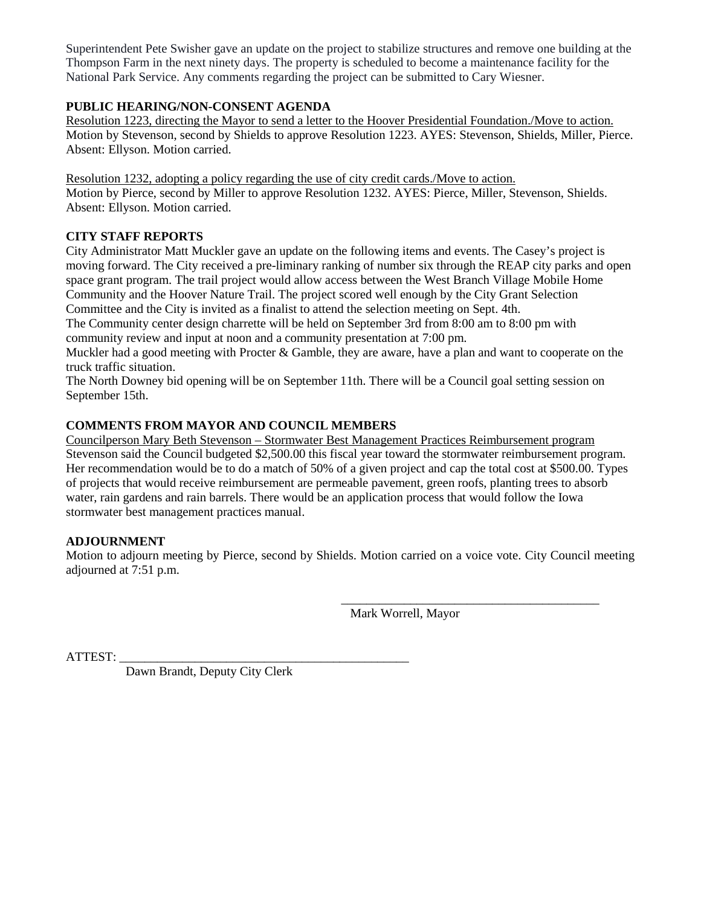Superintendent Pete Swisher gave an update on the project to stabilize structures and remove one building at the Thompson Farm in the next ninety days. The property is scheduled to become a maintenance facility for the National Park Service. Any comments regarding the project can be submitted to Cary Wiesner.

**PUBLIC HEARING/NON-CONSENT AGENDA**

<u>Resolution 1223, directing the Mayor to send a letter to the Hoover Presidential Foundation./Move to action.</u>
Motion by Stevenson, second by Shields to approve Resolution 1223. AYES: Stevenson, Shields, Miller, Pierce. Absent: Ellyson. Motion carried.

<u>Resolution 1232, adopting a policy regarding the use of city credit cards./Move to action.</u>
Motion by Pierce, second by Miller to approve Resolution 1232. AYES: Pierce, Miller, Stevenson, Shields. Absent: Ellyson. Motion carried.

**CITY STAFF REPORTS**

City Administrator Matt Muckler gave an update on the following items and events. The Casey's project is moving forward. The City received a pre-liminary ranking of number six through the REAP city parks and open space grant program. The trail project would allow access between the West Branch Village Mobile Home Community and the Hoover Nature Trail. The project scored well enough by the City Grant Selection Committee and the City is invited as a finalist to attend the selection meeting on Sept. 4th.
The Community center design charrette will be held on September 3rd from 8:00 am to 8:00 pm with community review and input at noon and a community presentation at 7:00 pm.
Muckler had a good meeting with Procter & Gamble, they are aware, have a plan and want to cooperate on the truck traffic situation.
The North Downey bid opening will be on September 11th. There will be a Council goal setting session on September 15th.

**COMMENTS FROM MAYOR AND COUNCIL MEMBERS**

<u>Councilperson Mary Beth Stevenson – Stormwater Best Management Practices Reimbursement program</u>
Stevenson said the Council budgeted $2,500.00 this fiscal year toward the stormwater reimbursement program. Her recommendation would be to do a match of 50% of a given project and cap the total cost at $500.00. Types of projects that would receive reimbursement are permeable pavement, green roofs, planting trees to absorb water, rain gardens and rain barrels. There would be an application process that would follow the Iowa stormwater best management practices manual.

**ADJOURNMENT**

Motion to adjourn meeting by Pierce, second by Shields. Motion carried on a voice vote. City Council meeting adjourned at 7:51 p.m.

\_\_\_\_\_\_\_\_\_\_\_\_\_\_\_\_\_\_\_\_\_\_\_\_\_\_\_\_\_\_\_\_\_\_\_\_\_\_\_\_\_\_
Mark Worrell, Mayor

ATTEST: \_\_\_\_\_\_\_\_\_\_\_\_\_\_\_\_\_\_\_\_\_\_\_\_\_\_\_\_\_\_\_\_\_\_\_\_\_\_\_\_\_\_\_\_\_\_
Dawn Brandt, Deputy City Clerk